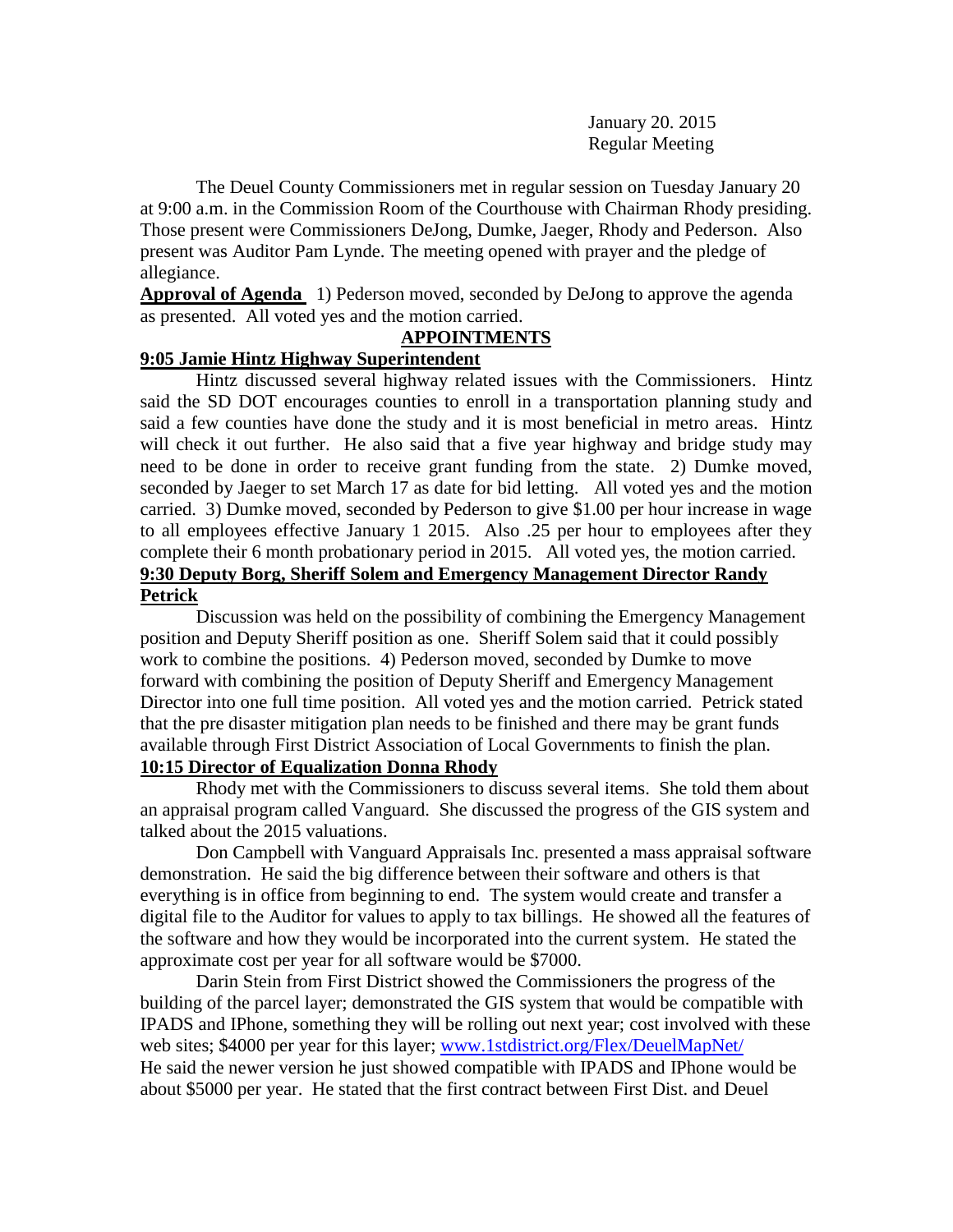January 20. 2015
Regular Meeting

The Deuel County Commissioners met in regular session on Tuesday January 20 at 9:00 a.m. in the Commission Room of the Courthouse with Chairman Rhody presiding. Those present were Commissioners DeJong, Dumke, Jaeger, Rhody and Pederson. Also present was Auditor Pam Lynde. The meeting opened with prayer and the pledge of allegiance.

**Approval of Agenda** 1) Pederson moved, seconded by DeJong to approve the agenda as presented. All voted yes and the motion carried.

**APPOINTMENTS**

**9:05 Jamie Hintz Highway Superintendent**

Hintz discussed several highway related issues with the Commissioners. Hintz said the SD DOT encourages counties to enroll in a transportation planning study and said a few counties have done the study and it is most beneficial in metro areas. Hintz will check it out further. He also said that a five year highway and bridge study may need to be done in order to receive grant funding from the state. 2) Dumke moved, seconded by Jaeger to set March 17 as date for bid letting. All voted yes and the motion carried. 3) Dumke moved, seconded by Pederson to give $1.00 per hour increase in wage to all employees effective January 1 2015. Also .25 per hour to employees after they complete their 6 month probationary period in 2015. All voted yes, the motion carried.

**9:30 Deputy Borg, Sheriff Solem and Emergency Management Director Randy Petrick**

Discussion was held on the possibility of combining the Emergency Management position and Deputy Sheriff position as one. Sheriff Solem said that it could possibly work to combine the positions. 4) Pederson moved, seconded by Dumke to move forward with combining the position of Deputy Sheriff and Emergency Management Director into one full time position. All voted yes and the motion carried. Petrick stated that the pre disaster mitigation plan needs to be finished and there may be grant funds available through First District Association of Local Governments to finish the plan.

**10:15 Director of Equalization Donna Rhody**

Rhody met with the Commissioners to discuss several items. She told them about an appraisal program called Vanguard. She discussed the progress of the GIS system and talked about the 2015 valuations.

Don Campbell with Vanguard Appraisals Inc. presented a mass appraisal software demonstration. He said the big difference between their software and others is that everything is in office from beginning to end. The system would create and transfer a digital file to the Auditor for values to apply to tax billings. He showed all the features of the software and how they would be incorporated into the current system. He stated the approximate cost per year for all software would be $7000.

Darin Stein from First District showed the Commissioners the progress of the building of the parcel layer; demonstrated the GIS system that would be compatible with IPADS and IPhone, something they will be rolling out next year; cost involved with these web sites; $4000 per year for this layer; [www.1stdistrict.org/Flex/DeuelMapNet/](www.1stdistrict.org/Flex/DeuelMapNet/) He said the newer version he just showed compatible with IPADS and IPhone would be about $5000 per year. He stated that the first contract between First Dist. and Deuel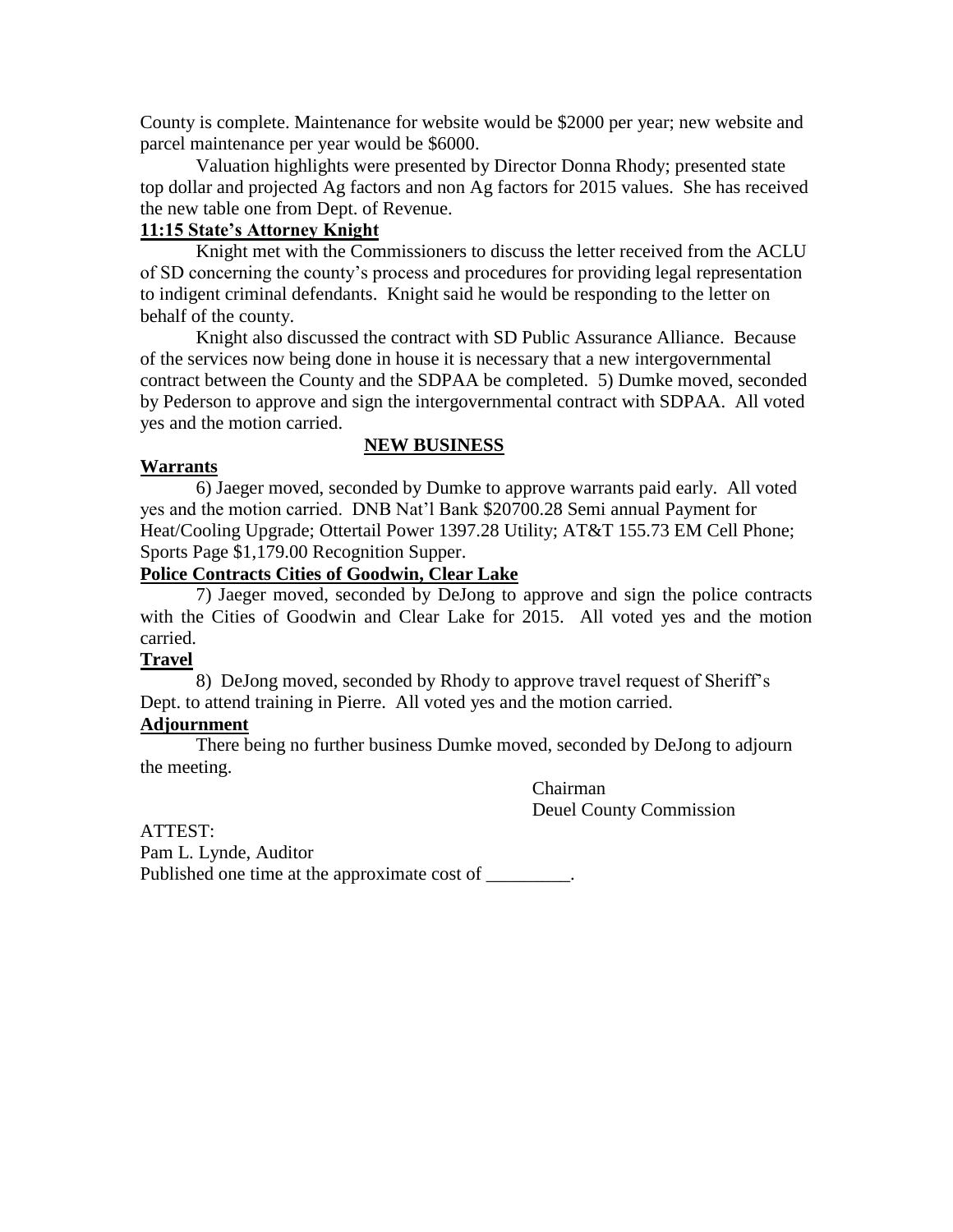County is complete. Maintenance for website would be $2000 per year; new website and parcel maintenance per year would be $6000.

Valuation highlights were presented by Director Donna Rhody; presented state top dollar and projected Ag factors and non Ag factors for 2015 values. She has received the new table one from Dept. of Revenue.

**11:15 State's Attorney Knight**

Knight met with the Commissioners to discuss the letter received from the ACLU of SD concerning the county's process and procedures for providing legal representation to indigent criminal defendants. Knight said he would be responding to the letter on behalf of the county.

Knight also discussed the contract with SD Public Assurance Alliance. Because of the services now being done in house it is necessary that a new intergovernmental contract between the County and the SDPAA be completed. 5) Dumke moved, seconded by Pederson to approve and sign the intergovernmental contract with SDPAA. All voted yes and the motion carried.

## NEW BUSINESS

**Warrants**

6) Jaeger moved, seconded by Dumke to approve warrants paid early. All voted yes and the motion carried. DNB Nat'l Bank $20700.28 Semi annual Payment for Heat/Cooling Upgrade; Ottertail Power 1397.28 Utility; AT&T 155.73 EM Cell Phone; Sports Page $1,179.00 Recognition Supper.

**Police Contracts Cities of Goodwin, Clear Lake**

7) Jaeger moved, seconded by DeJong to approve and sign the police contracts with the Cities of Goodwin and Clear Lake for 2015. All voted yes and the motion carried.

**Travel**

8) DeJong moved, seconded by Rhody to approve travel request of Sheriff's Dept. to attend training in Pierre. All voted yes and the motion carried.

**Adjournment**

There being no further business Dumke moved, seconded by DeJong to adjourn the meeting.

Chairman
Deuel County Commission

ATTEST:
Pam L. Lynde, Auditor
Published one time at the approximate cost of _________.